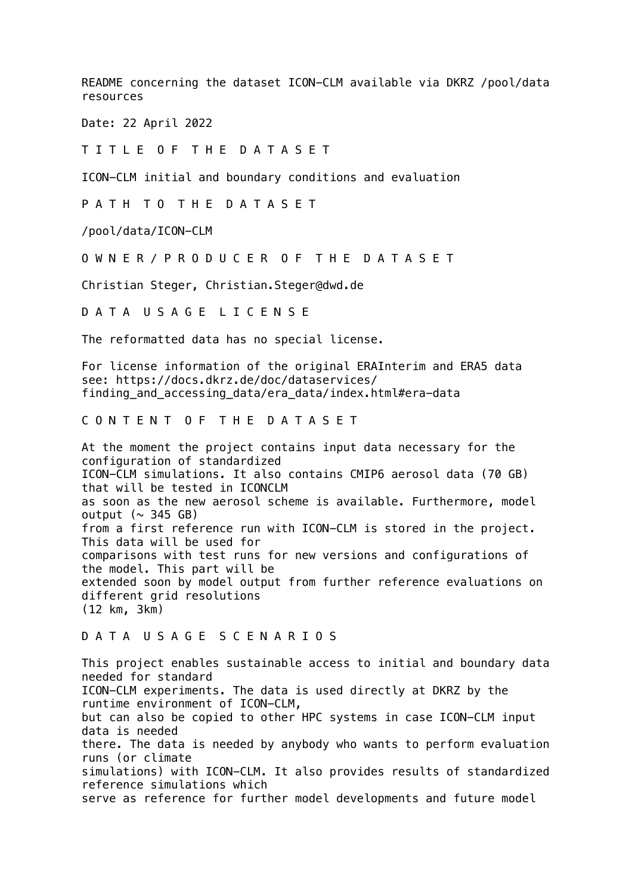README concerning the dataset ICON-CLM available via DKRZ /pool/data resources

Date: 22 April 2022

## T I T L E O F T H E D A T A S E T

ICON-CLM initial and boundary conditions and evaluation

## P A T H T O T H E D A T A S E T

/pool/data/ICON-CLM

## O W N E R / P R O D U C E R O F T H E D A T A S E T

Christian Steger, Christian.Steger@dwd.de

## D A T A U S A G E L I C E N S E

The reformatted data has no special license.

For license information of the original ERAInterim and ERA5 data see: https://docs.dkrz.de/doc/dataservices/finding_and_accessing_data/era_data/index.html#era-data

## C O N T E N T O F T H E D A T A S E T

At the moment the project contains input data necessary for the configuration of standardized ICON-CLM simulations. It also contains CMIP6 aerosol data (70 GB) that will be tested in ICONCLM as soon as the new aerosol scheme is available. Furthermore, model output (~ 345 GB) from a first reference run with ICON-CLM is stored in the project. This data will be used for comparisons with test runs for new versions and configurations of the model. This part will be extended soon by model output from further reference evaluations on different grid resolutions (12 km, 3km)

## D A T A U S A G E S C E N A R I O S

This project enables sustainable access to initial and boundary data needed for standard ICON-CLM experiments. The data is used directly at DKRZ by the runtime environment of ICON-CLM, but can also be copied to other HPC systems in case ICON-CLM input data is needed there. The data is needed by anybody who wants to perform evaluation runs (or climate simulations) with ICON-CLM. It also provides results of standardized reference simulations which serve as reference for further model developments and future model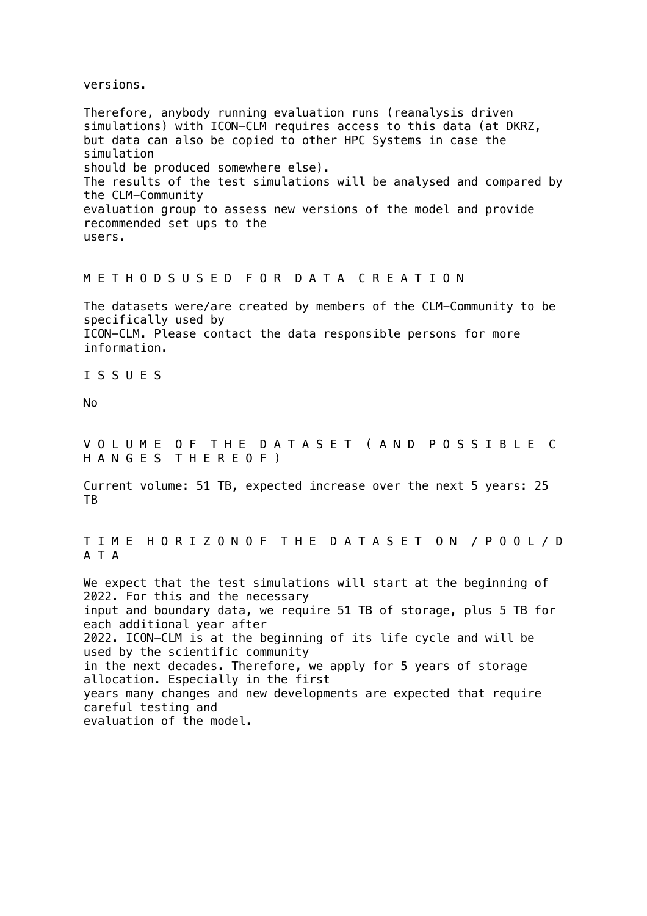versions.

Therefore, anybody running evaluation runs (reanalysis driven simulations) with ICON-CLM requires access to this data (at DKRZ, but data can also be copied to other HPC Systems in case the simulation should be produced somewhere else).
The results of the test simulations will be analysed and compared by the CLM-Community evaluation group to assess new versions of the model and provide recommended set ups to the users.

## M E T H O D S U S E D F O R D A T A C R E A T I O N

The datasets were/are created by members of the CLM-Community to be specifically used by ICON-CLM. Please contact the data responsible persons for more information.

## I S S U E S

No

## V O L U M E O F T H E D A T A S E T ( A N D P O S S I B L E C H A N G E S T H E R E O F )

Current volume: 51 TB, expected increase over the next 5 years: 25 TB

## T I M E H O R I Z O N O F T H E D A T A S E T O N / P O O L / D A T A

We expect that the test simulations will start at the beginning of 2022. For this and the necessary input and boundary data, we require 51 TB of storage, plus 5 TB for each additional year after 2022. ICON-CLM is at the beginning of its life cycle and will be used by the scientific community in the next decades. Therefore, we apply for 5 years of storage allocation. Especially in the first years many changes and new developments are expected that require careful testing and evaluation of the model.